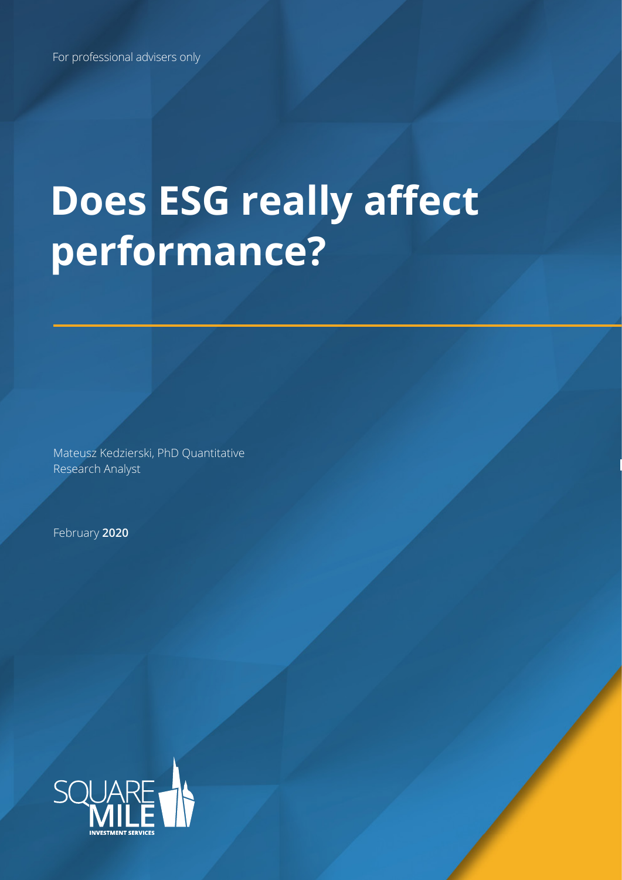For professional advisers only

# Does ESG really affect performance?

Mateusz Kedzierski, PhD Quantitative Research Analyst

February **2020**

SQUARE MILE
INVESTMENT SERVICES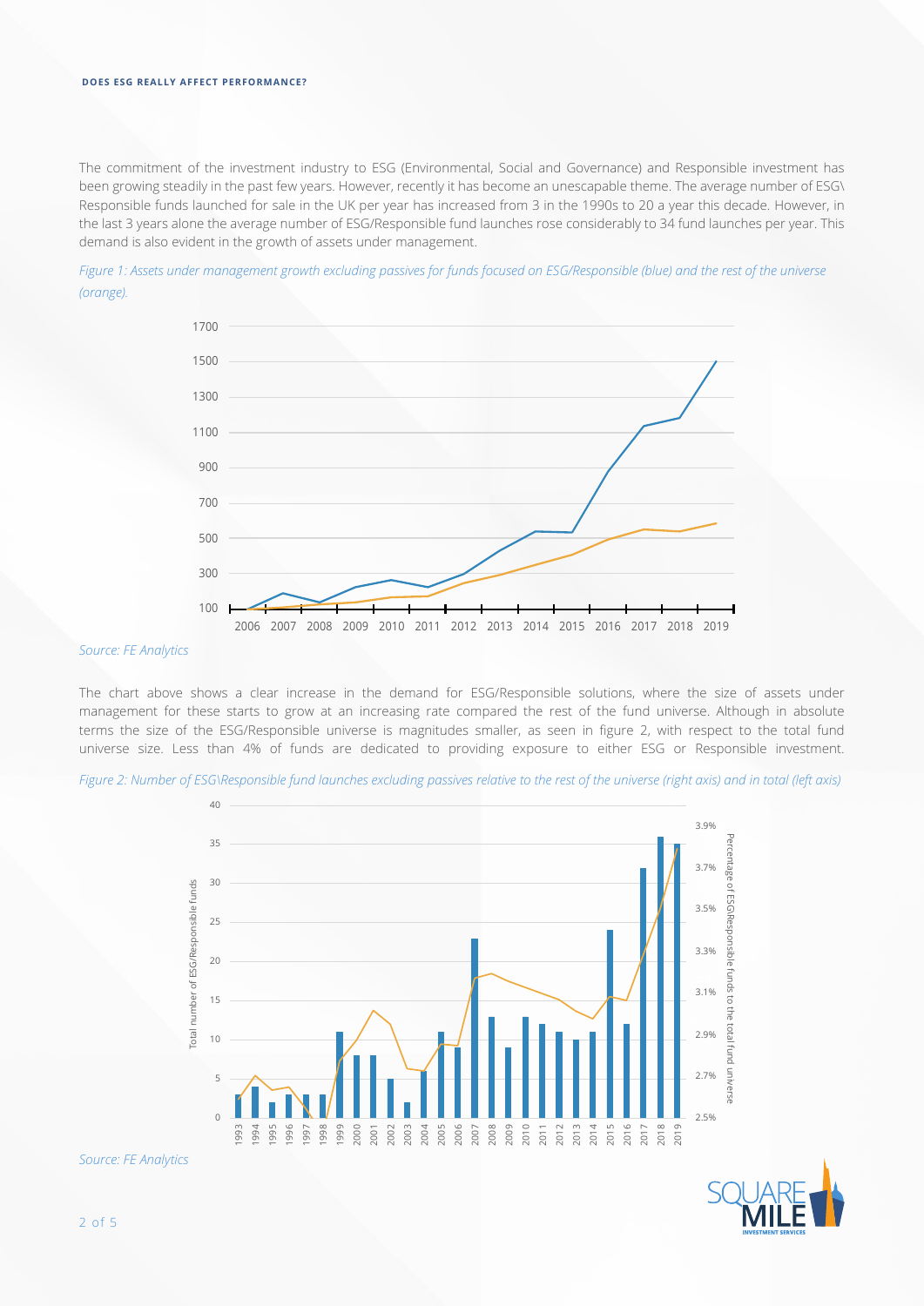The commitment of the investment industry to ESG (Environmental, Social and Governance) and Responsible investment has been growing steadily in the past few years. However, recently it has become an unescapable theme. The average number of ESG\Responsible funds launched for sale in the UK per year has increased from 3 in the 1990s to 20 a year this decade. However, in the last 3 years alone the average number of ESG/Responsible fund launches rose considerably to 34 fund launches per year. This demand is also evident in the growth of assets under management.

*Figure 1: Assets under management growth excluding passives for funds focused on ESG/Responsible (blue) and the rest of the universe (orange).*

*Source: FE Analytics*

The chart above shows a clear increase in the demand for ESG/Responsible solutions, where the size of assets under management for these starts to grow at an increasing rate compared the rest of the fund universe. Although in absolute terms the size of the ESG/Responsible universe is magnitudes smaller, as seen in figure 2, with respect to the total fund universe size. Less than 4% of funds are dedicated to providing exposure to either ESG or Responsible investment.

*Figure 2: Number of ESG\Responsible fund launches excluding passives relative to the rest of the universe (right axis) and in total (left axis)*

*Source: FE Analytics*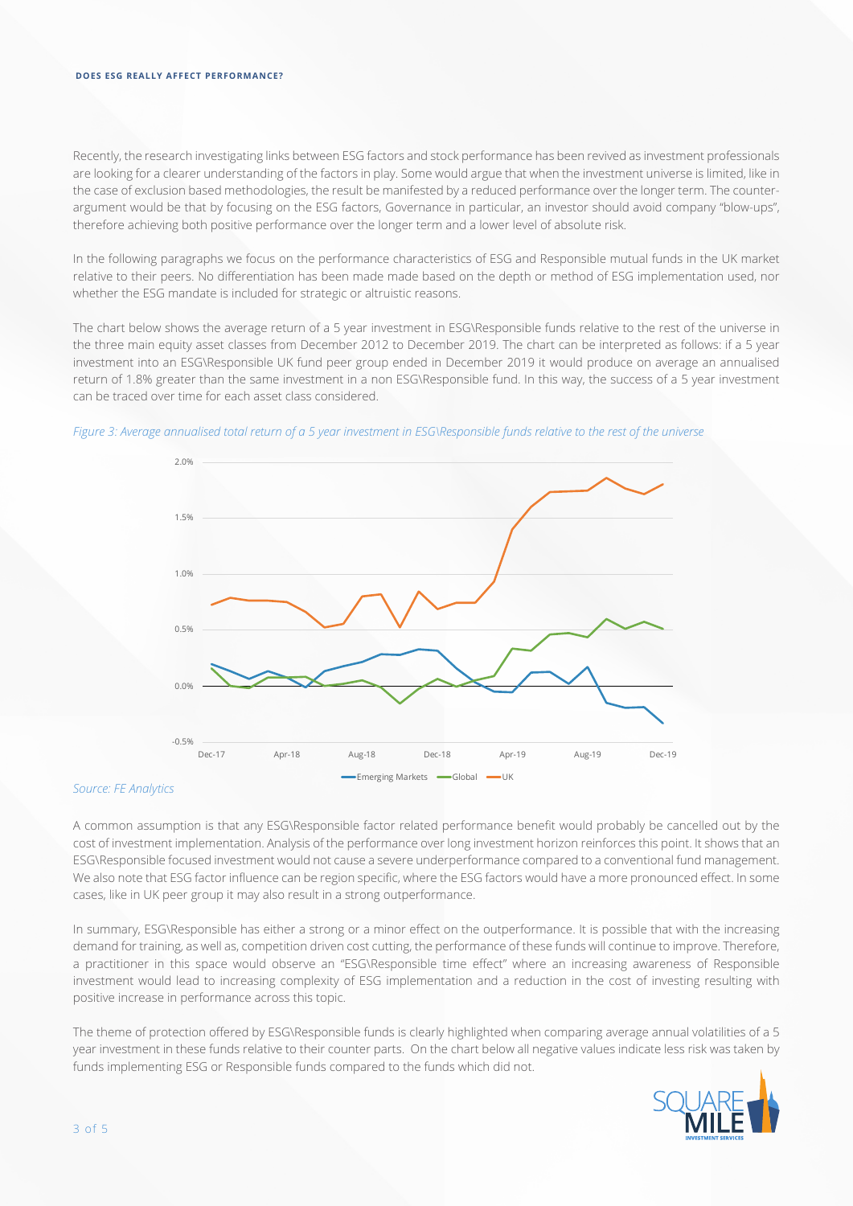Recently, the research investigating links between ESG factors and stock performance has been revived as investment professionals are looking for a clearer understanding of the factors in play. Some would argue that when the investment universe is limited, like in the case of exclusion based methodologies, the result be manifested by a reduced performance over the longer term. The counter-argument would be that by focusing on the ESG factors, Governance in particular, an investor should avoid company "blow-ups", therefore achieving both positive performance over the longer term and a lower level of absolute risk.

In the following paragraphs we focus on the performance characteristics of ESG and Responsible mutual funds in the UK market relative to their peers. No differentiation has been made made based on the depth or method of ESG implementation used, nor whether the ESG mandate is included for strategic or altruistic reasons.

The chart below shows the average return of a 5 year investment in ESG\Responsible funds relative to the rest of the universe in the three main equity asset classes from December 2012 to December 2019. The chart can be interpreted as follows: if a 5 year investment into an ESG\Responsible UK fund peer group ended in December 2019 it would produce on average an annualised return of 1.8% greater than the same investment in a non ESG\Responsible fund. In this way, the success of a 5 year investment can be traced over time for each asset class considered.

*Figure 3: Average annualised total return of a 5 year investment in ESG\Responsible funds relative to the rest of the universe*

*Source: FE Analytics*

A common assumption is that any ESG\Responsible factor related performance benefit would probably be cancelled out by the cost of investment implementation. Analysis of the performance over long investment horizon reinforces this point. It shows that an ESG\Responsible focused investment would not cause a severe underperformance compared to a conventional fund management. We also note that ESG factor influence can be region specific, where the ESG factors would have a more pronounced effect. In some cases, like in UK peer group it may also result in a strong outperformance.

In summary, ESG\Responsible has either a strong or a minor effect on the outperformance. It is possible that with the increasing demand for training, as well as, competition driven cost cutting, the performance of these funds will continue to improve. Therefore, a practitioner in this space would observe an "ESG\Responsible time effect" where an increasing awareness of Responsible investment would lead to increasing complexity of ESG implementation and a reduction in the cost of investing resulting with positive increase in performance across this topic.

The theme of protection offered by ESG\Responsible funds is clearly highlighted when comparing average annual volatilities of a 5 year investment in these funds relative to their counter parts. On the chart below all negative values indicate less risk was taken by funds implementing ESG or Responsible funds compared to the funds which did not.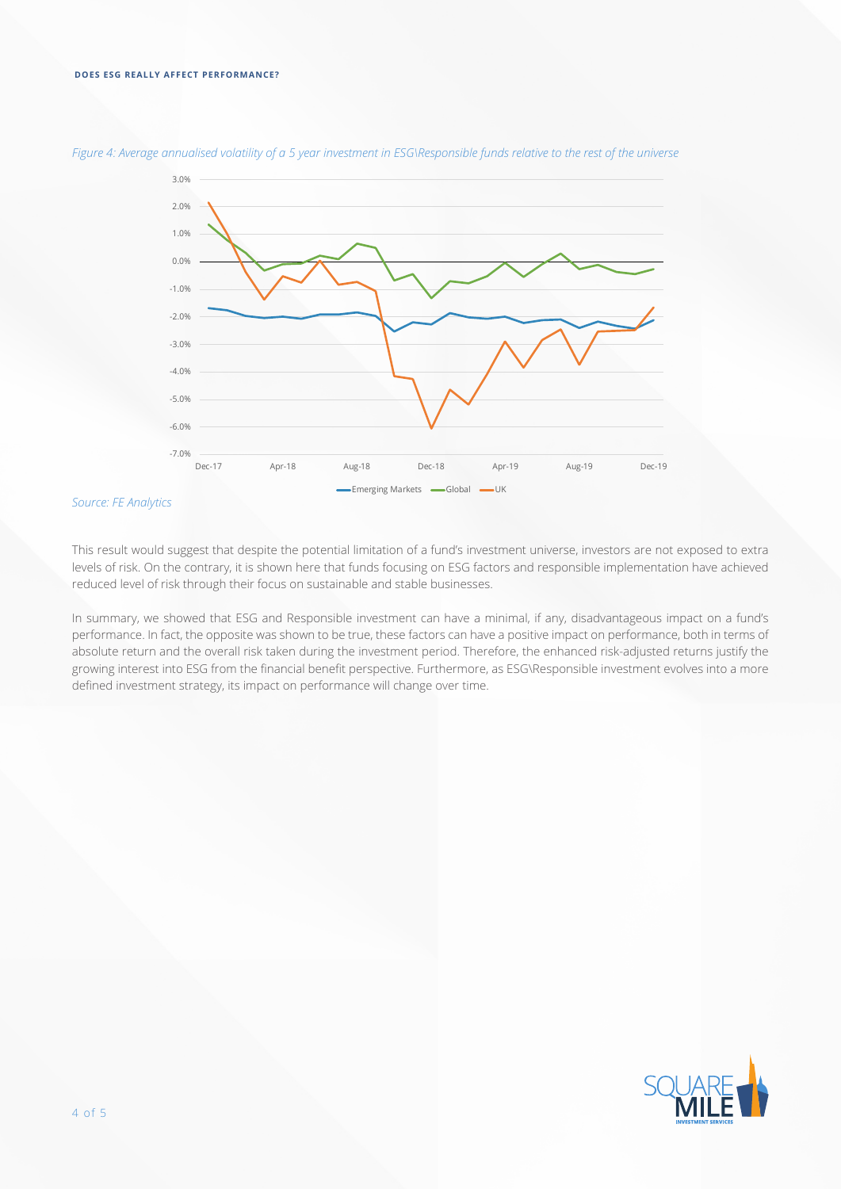*Figure 4: Average annualised volatility of a 5 year investment in ESG\Responsible funds relative to the rest of the universe*

*Source: FE Analytics*

This result would suggest that despite the potential limitation of a fund's investment universe, investors are not exposed to extra levels of risk. On the contrary, it is shown here that funds focusing on ESG factors and responsible implementation have achieved reduced level of risk through their focus on sustainable and stable businesses.

In summary, we showed that ESG and Responsible investment can have a minimal, if any, disadvantageous impact on a fund's performance. In fact, the opposite was shown to be true, these factors can have a positive impact on performance, both in terms of absolute return and the overall risk taken during the investment period. Therefore, the enhanced risk-adjusted returns justify the growing interest into ESG from the financial benefit perspective. Furthermore, as ESG\Responsible investment evolves into a more defined investment strategy, its impact on performance will change over time.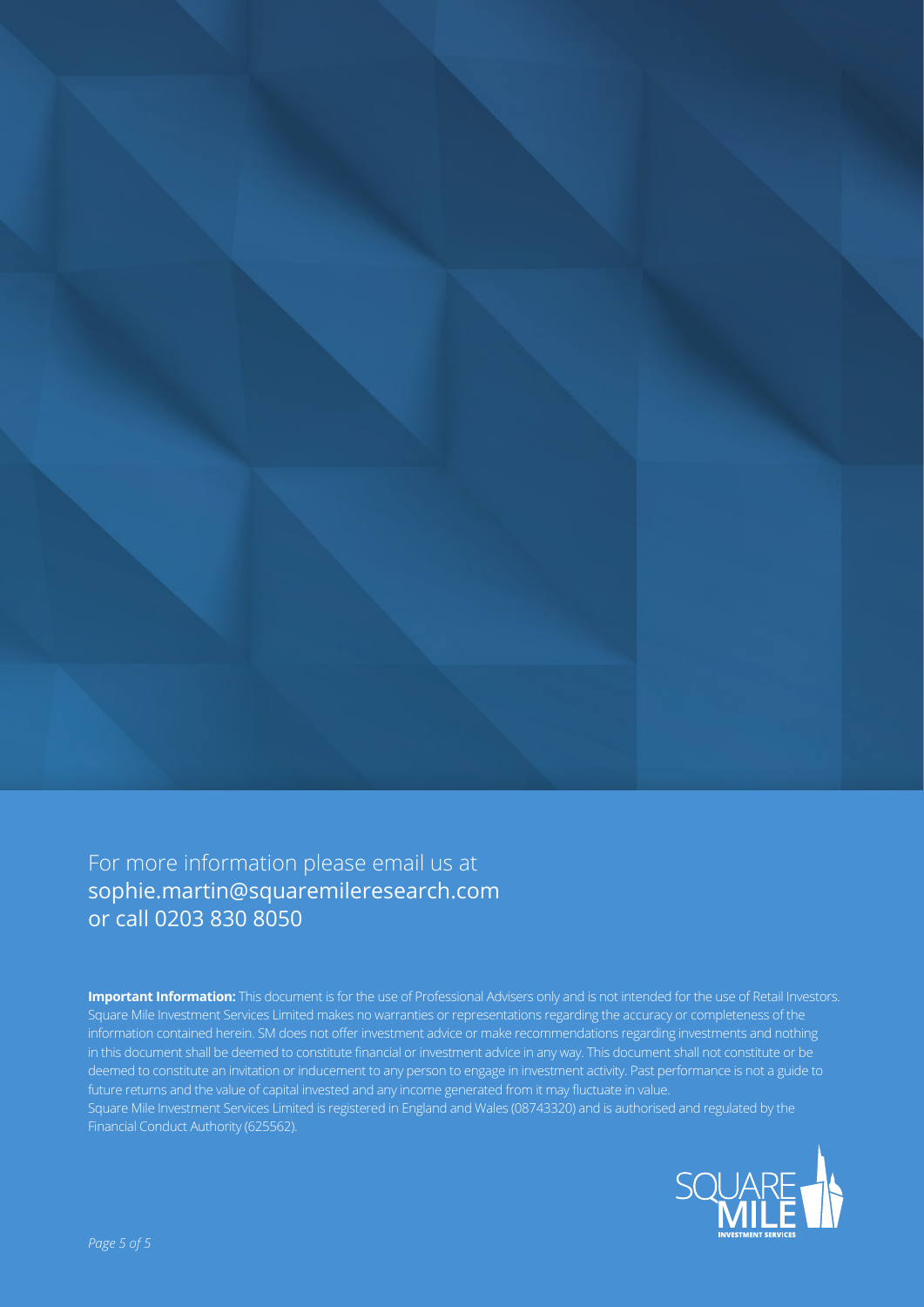For more information please email us at
sophie.martin@squaremileresearch.com
or call 0203 830 8050

**Important Information:** This document is for the use of Professional Advisers only and is not intended for the use of Retail Investors. Square Mile Investment Services Limited makes no warranties or representations regarding the accuracy or completeness of the information contained herein. SM does not offer investment advice or make recommendations regarding investments and nothing in this document shall be deemed to constitute financial or investment advice in any way. This document shall not constitute or be deemed to constitute an invitation or inducement to any person to engage in investment activity. Past performance is not a guide to future returns and the value of capital invested and any income generated from it may fluctuate in value.
Square Mile Investment Services Limited is registered in England and Wales (08743320) and is authorised and regulated by the Financial Conduct Authority (625562).